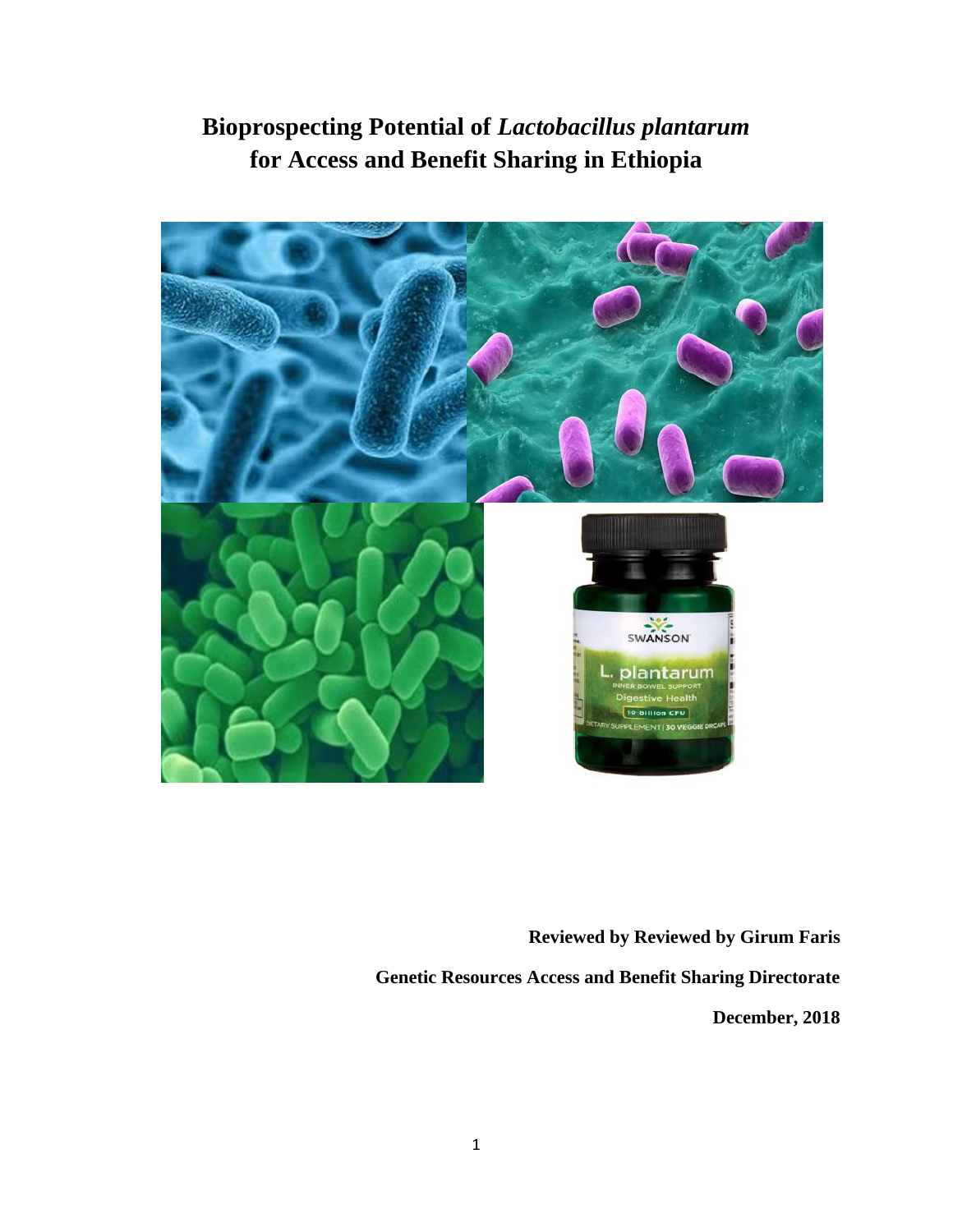# Bioprospecting Potential of *Lactobacillus plantarum* for Access and Benefit Sharing in Ethiopia

**Reviewed by Reviewed by Girum Faris**

**Genetic Resources Access and Benefit Sharing Directorate**

**December, 2018**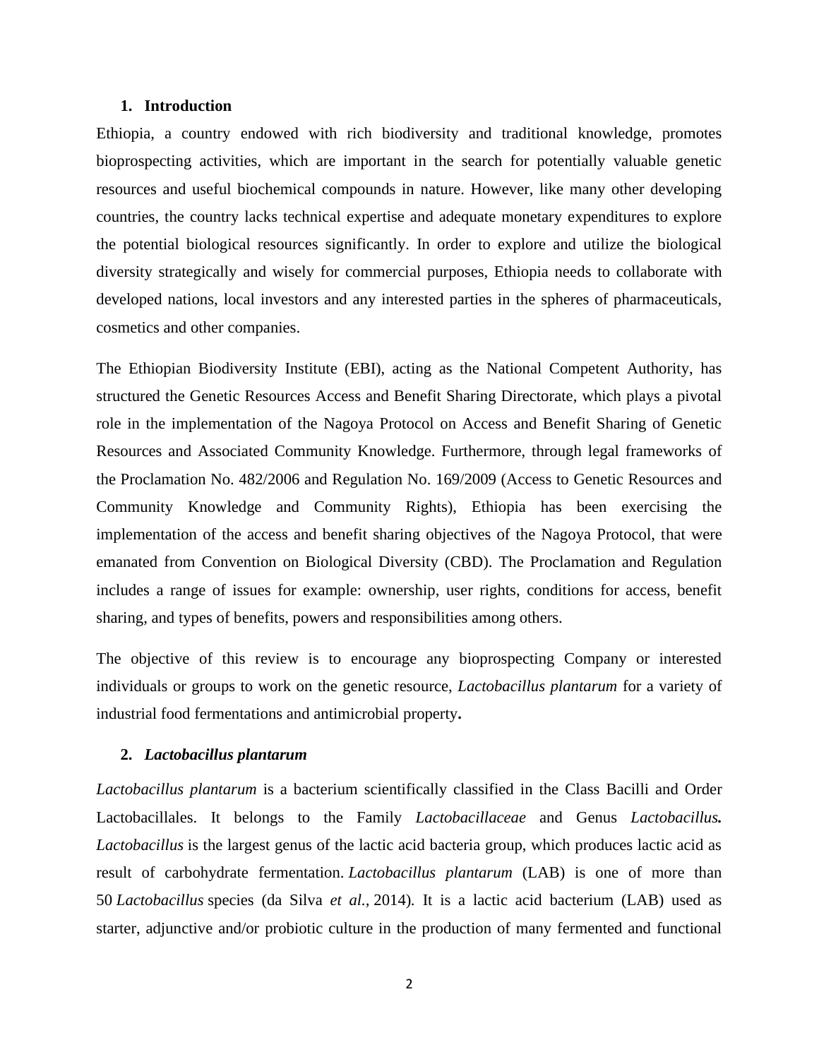## 1. Introduction

Ethiopia, a country endowed with rich biodiversity and traditional knowledge, promotes bioprospecting activities, which are important in the search for potentially valuable genetic resources and useful biochemical compounds in nature. However, like many other developing countries, the country lacks technical expertise and adequate monetary expenditures to explore the potential biological resources significantly. In order to explore and utilize the biological diversity strategically and wisely for commercial purposes, Ethiopia needs to collaborate with developed nations, local investors and any interested parties in the spheres of pharmaceuticals, cosmetics and other companies.

The Ethiopian Biodiversity Institute (EBI), acting as the National Competent Authority, has structured the Genetic Resources Access and Benefit Sharing Directorate, which plays a pivotal role in the implementation of the Nagoya Protocol on Access and Benefit Sharing of Genetic Resources and Associated Community Knowledge. Furthermore, through legal frameworks of the Proclamation No. 482/2006 and Regulation No. 169/2009 (Access to Genetic Resources and Community Knowledge and Community Rights), Ethiopia has been exercising the implementation of the access and benefit sharing objectives of the Nagoya Protocol, that were emanated from Convention on Biological Diversity (CBD). The Proclamation and Regulation includes a range of issues for example: ownership, user rights, conditions for access, benefit sharing, and types of benefits, powers and responsibilities among others.

The objective of this review is to encourage any bioprospecting Company or interested individuals or groups to work on the genetic resource, *Lactobacillus plantarum* for a variety of industrial food fermentations and antimicrobial property**.**

## 2. *Lactobacillus plantarum*

*Lactobacillus plantarum* is a bacterium scientifically classified in the Class Bacilli and Order Lactobacillales. It belongs to the Family *Lactobacillaceae* and Genus *Lactobacillus****.*** *Lactobacillus* is the largest genus of the lactic acid bacteria group, which produces lactic acid as result of carbohydrate fermentation. *Lactobacillus plantarum* (LAB) is one of more than 50 *Lactobacillus* species (da Silva *et al.,* 2014)*.* It is a lactic acid bacterium (LAB) used as starter, adjunctive and/or probiotic culture in the production of many fermented and functional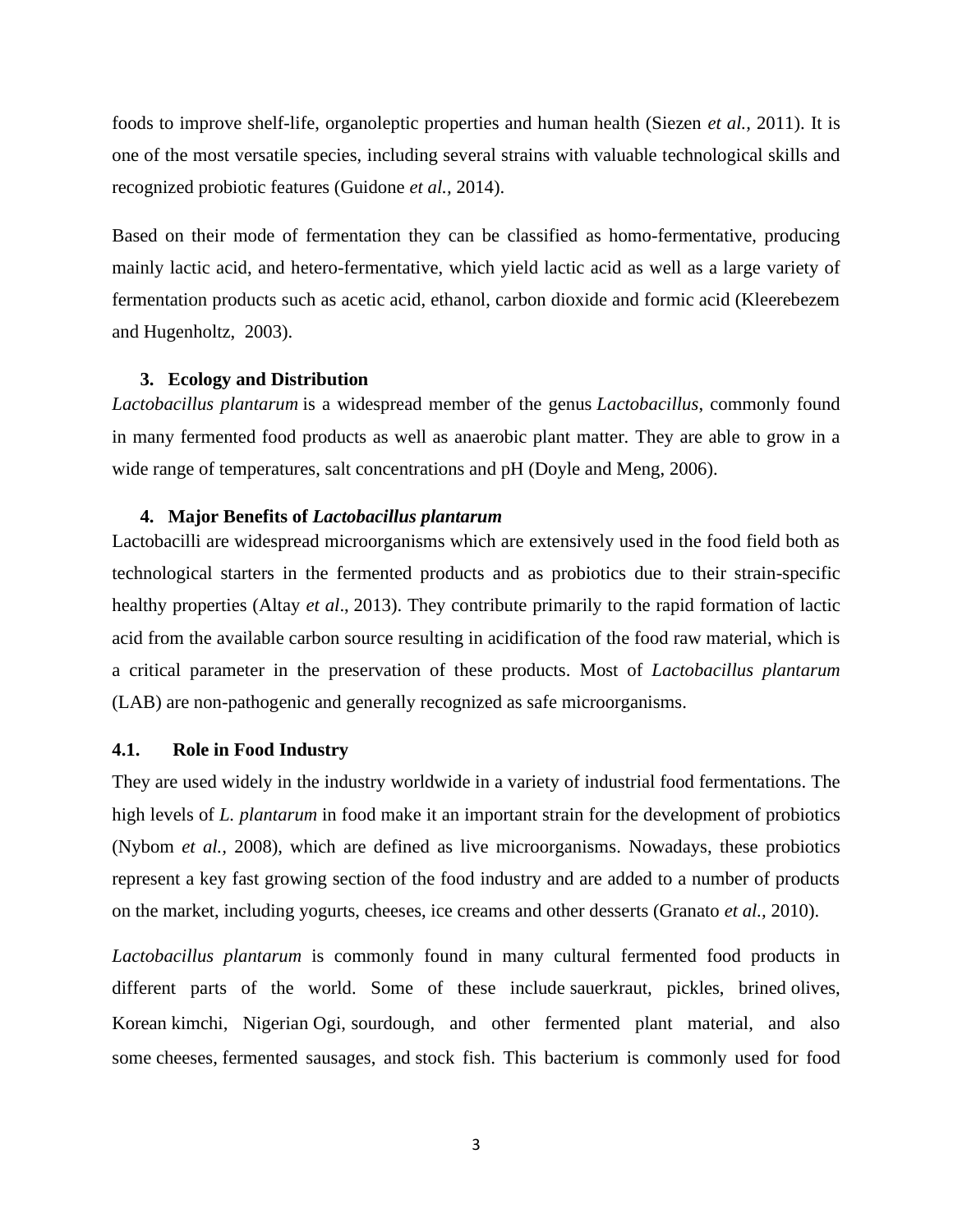foods to improve shelf-life, organoleptic properties and human health (Siezen *et al.,* 2011). It is one of the most versatile species, including several strains with valuable technological skills and recognized probiotic features (Guidone *et al.,* 2014).

Based on their mode of fermentation they can be classified as homo-fermentative, producing mainly lactic acid, and hetero-fermentative, which yield lactic acid as well as a large variety of fermentation products such as acetic acid, ethanol, carbon dioxide and formic acid (Kleerebezem and Hugenholtz, 2003).

## 3. Ecology and Distribution

*Lactobacillus plantarum* is a widespread member of the genus *Lactobacillus,* commonly found in many fermented food products as well as anaerobic plant matter. They are able to grow in a wide range of temperatures, salt concentrations and pH (Doyle and Meng, 2006).

## 4. Major Benefits of *Lactobacillus plantarum*

Lactobacilli are widespread microorganisms which are extensively used in the food field both as technological starters in the fermented products and as probiotics due to their strain-specific healthy properties (Altay *et al*., 2013). They contribute primarily to the rapid formation of lactic acid from the available carbon source resulting in acidification of the food raw material, which is a critical parameter in the preservation of these products. Most of *Lactobacillus plantarum* (LAB) are non-pathogenic and generally recognized as safe microorganisms.

### 4.1. Role in Food Industry

They are used widely in the industry worldwide in a variety of industrial food fermentations. The high levels of *L. plantarum* in food make it an important strain for the development of probiotics (Nybom *et al.,* 2008), which are defined as live microorganisms. Nowadays, these probiotics represent a key fast growing section of the food industry and are added to a number of products on the market, including yogurts, cheeses, ice creams and other desserts (Granato *et al.,* 2010).

*Lactobacillus plantarum* is commonly found in many cultural fermented food products in different parts of the world. Some of these include sauerkraut, pickles, brined olives, Korean kimchi, Nigerian Ogi, sourdough, and other fermented plant material, and also some cheeses, fermented sausages, and stock fish. This bacterium is commonly used for food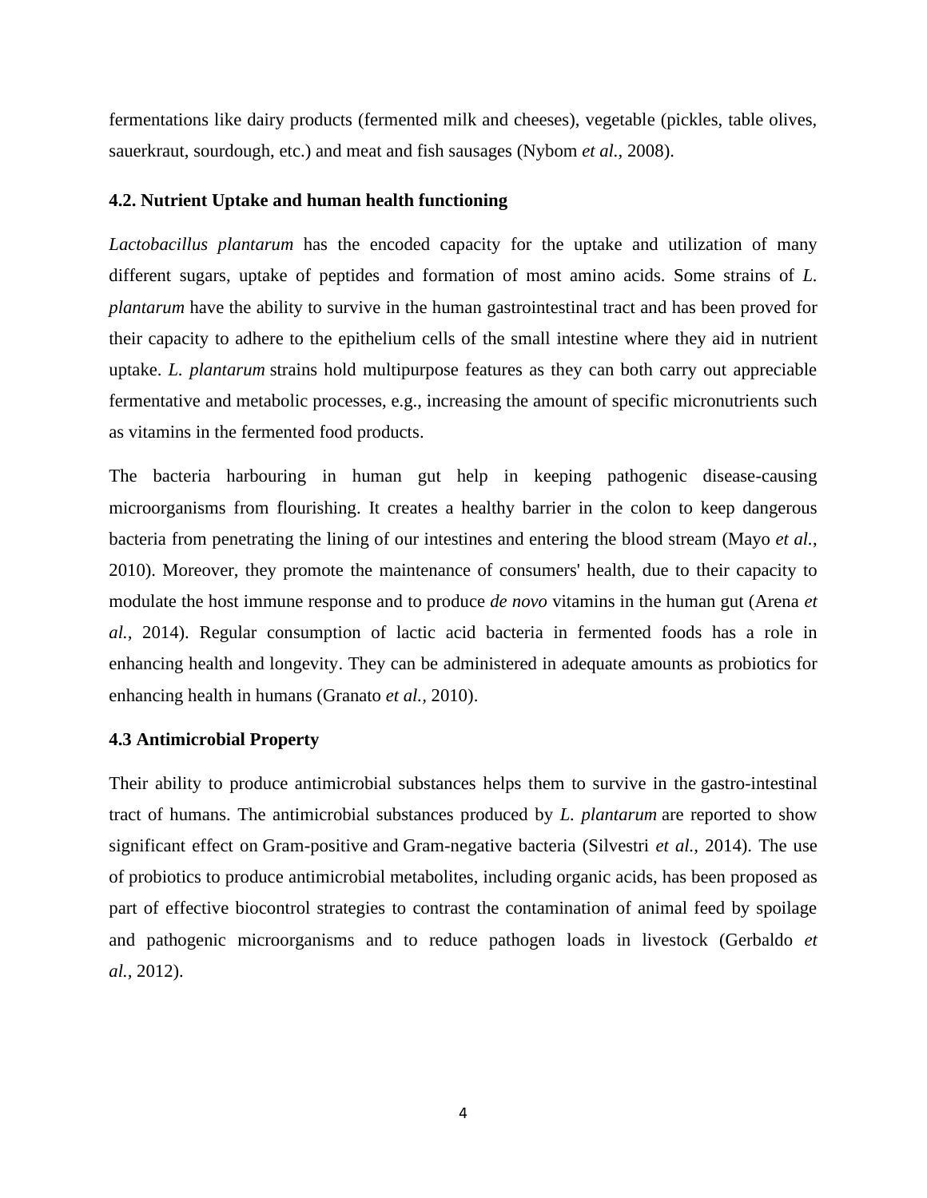fermentations like dairy products (fermented milk and cheeses), vegetable (pickles, table olives, sauerkraut, sourdough, etc.) and meat and fish sausages (Nybom *et al.*, 2008).

### 4.2. Nutrient Uptake and human health functioning

*Lactobacillus plantarum* has the encoded capacity for the uptake and utilization of many different sugars, uptake of peptides and formation of most amino acids. Some strains of *L. plantarum* have the ability to survive in the human gastrointestinal tract and has been proved for their capacity to adhere to the epithelium cells of the small intestine where they aid in nutrient uptake. *L. plantarum* strains hold multipurpose features as they can both carry out appreciable fermentative and metabolic processes, e.g., increasing the amount of specific micronutrients such as vitamins in the fermented food products.

The bacteria harbouring in human gut help in keeping pathogenic disease-causing microorganisms from flourishing. It creates a healthy barrier in the colon to keep dangerous bacteria from penetrating the lining of our intestines and entering the blood stream (Mayo *et al.*, 2010). Moreover, they promote the maintenance of consumers' health, due to their capacity to modulate the host immune response and to produce *de novo* vitamins in the human gut (Arena *et al.*, 2014). Regular consumption of lactic acid bacteria in fermented foods has a role in enhancing health and longevity. They can be administered in adequate amounts as probiotics for enhancing health in humans (Granato *et al.*, 2010).

### 4.3 Antimicrobial Property

Their ability to produce antimicrobial substances helps them to survive in the gastro-intestinal tract of humans. The antimicrobial substances produced by *L. plantarum* are reported to show significant effect on Gram-positive and Gram-negative bacteria (Silvestri *et al.*, 2014). The use of probiotics to produce antimicrobial metabolites, including organic acids, has been proposed as part of effective biocontrol strategies to contrast the contamination of animal feed by spoilage and pathogenic microorganisms and to reduce pathogen loads in livestock (Gerbaldo *et al.*, 2012).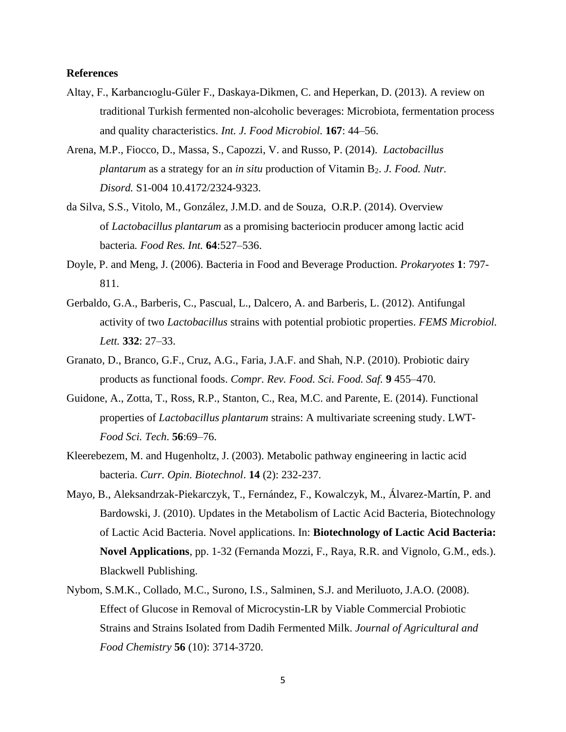**References**

Altay, F., Karbancıoglu-Güler F., Daskaya-Dikmen, C. and Heperkan, D. (2013). A review on traditional Turkish fermented non-alcoholic beverages: Microbiota, fermentation process and quality characteristics. *Int. J. Food Microbiol.* **167**: 44–56.

Arena, M.P., Fiocco, D., Massa, S., Capozzi, V. and Russo, P. (2014). *Lactobacillus plantarum* as a strategy for an *in situ* production of Vitamin $B_2$. *J. Food. Nutr. Disord.* S1-004 10.4172/2324-9323.

da Silva, S.S., Vitolo, M., González, J.M.D. and de Souza, O.R.P. (2014). Overview of *Lactobacillus plantarum* as a promising bacteriocin producer among lactic acid bacteria. *Food Res. Int.* **64**:527–536.

Doyle, P. and Meng, J. (2006). Bacteria in Food and Beverage Production. *Prokaryotes* **1**: 797-811.

Gerbaldo, G.A., Barberis, C., Pascual, L., Dalcero, A. and Barberis, L. (2012). Antifungal activity of two *Lactobacillus* strains with potential probiotic properties. *FEMS Microbiol. Lett.* **332**: 27–33.

Granato, D., Branco, G.F., Cruz, A.G., Faria, J.A.F. and Shah, N.P. (2010). Probiotic dairy products as functional foods. *Compr. Rev. Food. Sci. Food. Saf.* **9** 455–470.

Guidone, A., Zotta, T., Ross, R.P., Stanton, C., Rea, M.C. and Parente, E. (2014). Functional properties of *Lactobacillus plantarum* strains: A multivariate screening study. LWT-*Food Sci. Tech*. **56**:69–76.

Kleerebezem, M. and Hugenholtz, J. (2003). Metabolic pathway engineering in lactic acid bacteria. *Curr. Opin. Biotechnol*. **14** (2): 232-237.

Mayo, B., Aleksandrzak-Piekarczyk, T., Fernández, F., Kowalczyk, M., Álvarez-Martín, P. and Bardowski, J. (2010). Updates in the Metabolism of Lactic Acid Bacteria, Biotechnology of Lactic Acid Bacteria. Novel applications. In: **Biotechnology of Lactic Acid Bacteria: Novel Applications**, pp. 1-32 (Fernanda Mozzi, F., Raya, R.R. and Vignolo, G.M., eds.). Blackwell Publishing.

Nybom, S.M.K., Collado, M.C., Surono, I.S., Salminen, S.J. and Meriluoto, J.A.O. (2008). Effect of Glucose in Removal of Microcystin-LR by Viable Commercial Probiotic Strains and Strains Isolated from Dadih Fermented Milk. *Journal of Agricultural and Food Chemistry* **56** (10): 3714-3720.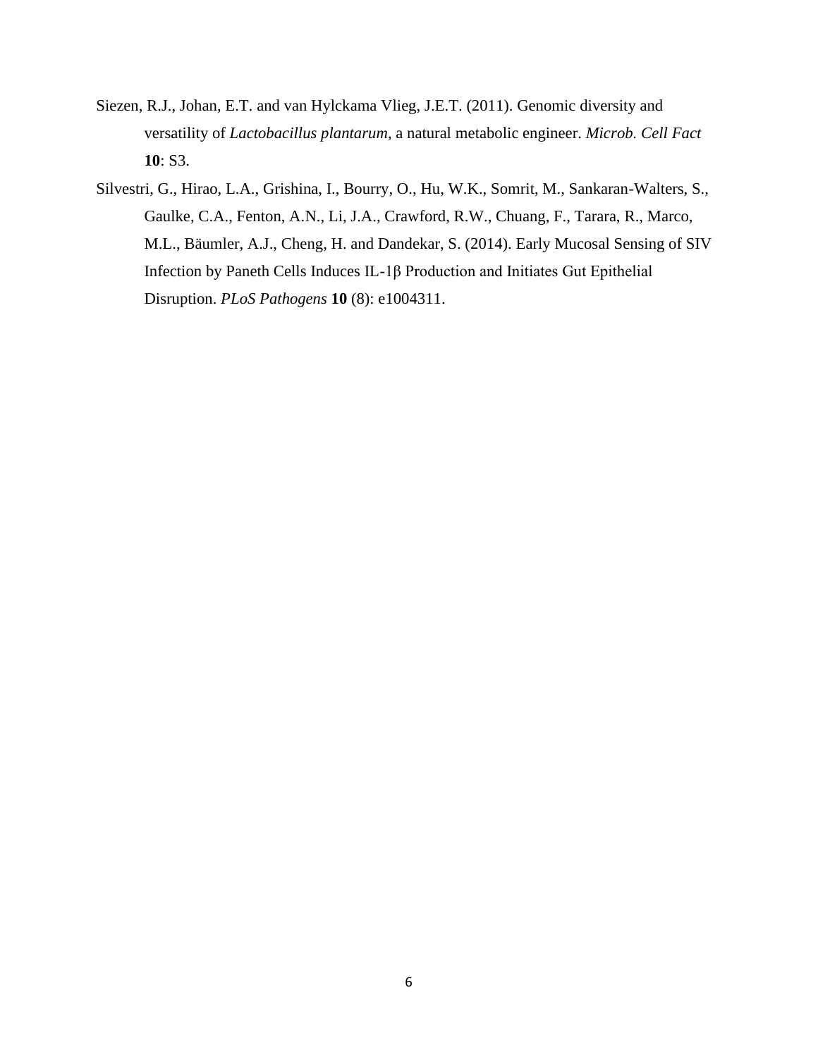Siezen, R.J., Johan, E.T. and van Hylckama Vlieg, J.E.T. (2011). Genomic diversity and versatility of *Lactobacillus plantarum*, a natural metabolic engineer. *Microb. Cell Fact* **10**: S3.

Silvestri, G., Hirao, L.A., Grishina, I., Bourry, O., Hu, W.K., Somrit, M., Sankaran-Walters, S., Gaulke, C.A., Fenton, A.N., Li, J.A., Crawford, R.W., Chuang, F., Tarara, R., Marco, M.L., Bäumler, A.J., Cheng, H. and Dandekar, S. (2014). Early Mucosal Sensing of SIV Infection by Paneth Cells Induces IL-1β Production and Initiates Gut Epithelial Disruption. *PLoS Pathogens* **10** (8): e1004311.